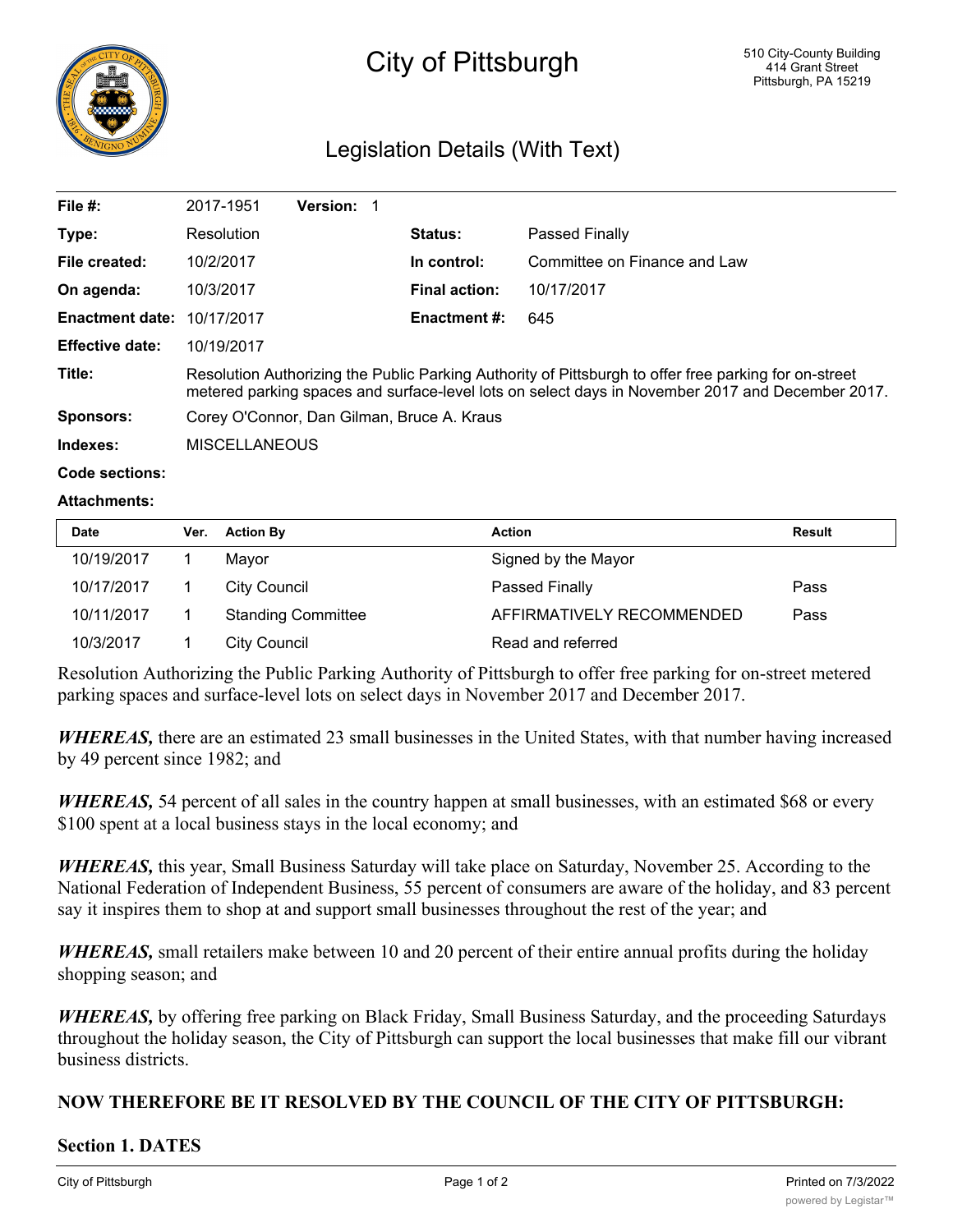# City of Pittsburgh

510 City-County Building
414 Grant Street
Pittsburgh, PA 15219

## Legislation Details (With Text)

| | | | |
|---|---|---|---|
| **File #:** | 2017-1951 **Version:** 1 | | |
| **Type:** | Resolution | **Status:** | Passed Finally |
| **File created:** | 10/2/2017 | **In control:** | Committee on Finance and Law |
| **On agenda:** | 10/3/2017 | **Final action:** | 10/17/2017 |
| **Enactment date:** | 10/17/2017 | **Enactment #:** | 645 |
| **Effective date:** | 10/19/2017 | | |

**Title:** Resolution Authorizing the Public Parking Authority of Pittsburgh to offer free parking for on-street metered parking spaces and surface-level lots on select days in November 2017 and December 2017.

**Sponsors:** Corey O'Connor, Dan Gilman, Bruce A. Kraus

**Indexes:** MISCELLANEOUS

**Code sections:**

**Attachments:**

| Date | Ver. | Action By | Action | Result |
|---|---|---|---|---|
| 10/19/2017 | 1 | Mayor | Signed by the Mayor | |
| 10/17/2017 | 1 | City Council | Passed Finally | Pass |
| 10/11/2017 | 1 | Standing Committee | AFFIRMATIVELY RECOMMENDED | Pass |
| 10/3/2017 | 1 | City Council | Read and referred | |

Resolution Authorizing the Public Parking Authority of Pittsburgh to offer free parking for on-street metered parking spaces and surface-level lots on select days in November 2017 and December 2017.

***WHEREAS,*** there are an estimated 23 small businesses in the United States, with that number having increased by 49 percent since 1982; and

***WHEREAS,*** 54 percent of all sales in the country happen at small businesses, with an estimated $68 or every $100 spent at a local business stays in the local economy; and

***WHEREAS,*** this year, Small Business Saturday will take place on Saturday, November 25. According to the National Federation of Independent Business, 55 percent of consumers are aware of the holiday, and 83 percent say it inspires them to shop at and support small businesses throughout the rest of the year; and

***WHEREAS,*** small retailers make between 10 and 20 percent of their entire annual profits during the holiday shopping season; and

***WHEREAS,*** by offering free parking on Black Friday, Small Business Saturday, and the proceeding Saturdays throughout the holiday season, the City of Pittsburgh can support the local businesses that make fill our vibrant business districts.

**NOW THEREFORE BE IT RESOLVED BY THE COUNCIL OF THE CITY OF PITTSBURGH:**

**Section 1. DATES**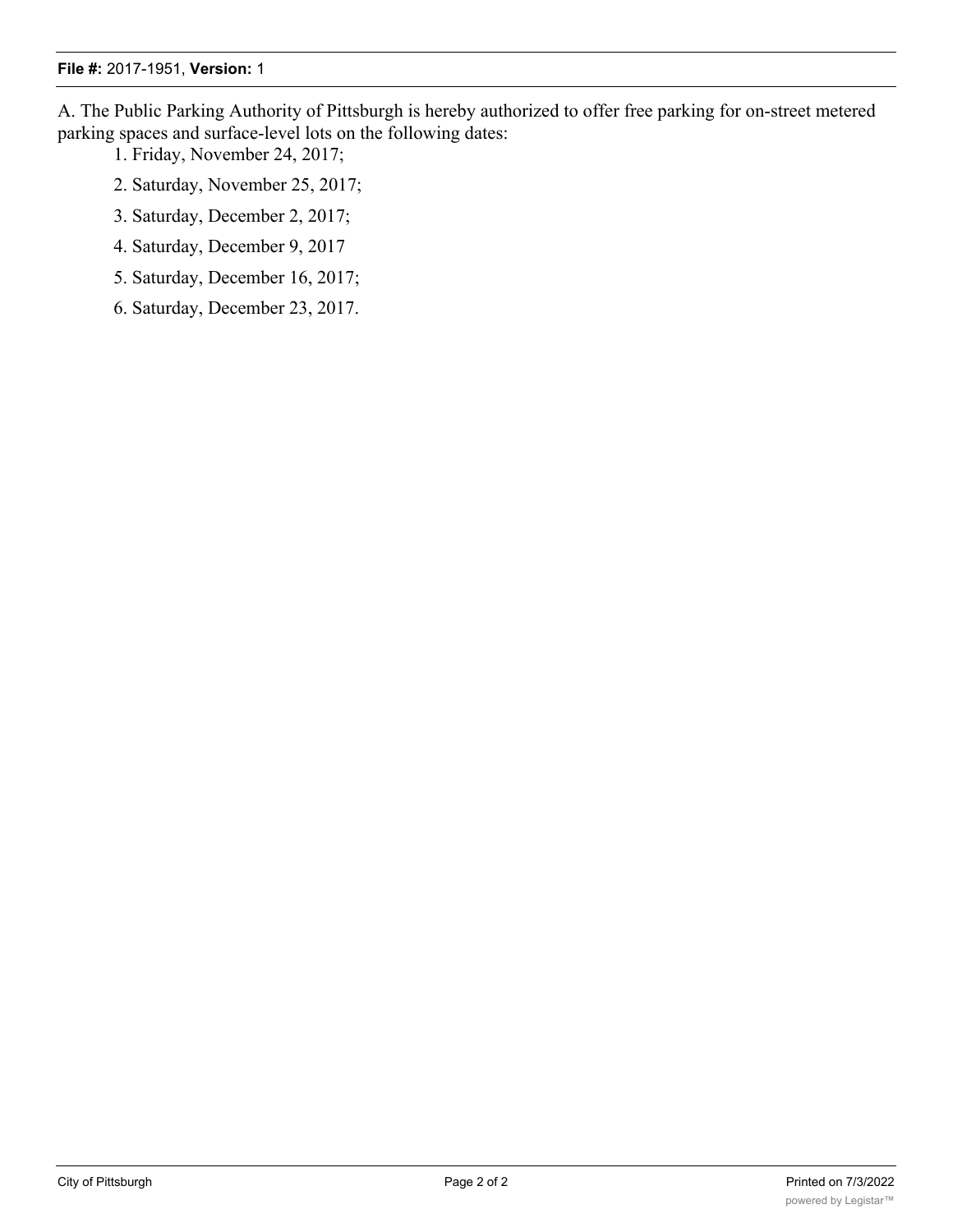A. The Public Parking Authority of Pittsburgh is hereby authorized to offer free parking for on-street metered parking spaces and surface-level lots on the following dates:

1. Friday, November 24, 2017;
2. Saturday, November 25, 2017;
3. Saturday, December 2, 2017;
4. Saturday, December 9, 2017
5. Saturday, December 16, 2017;
6. Saturday, December 23, 2017.